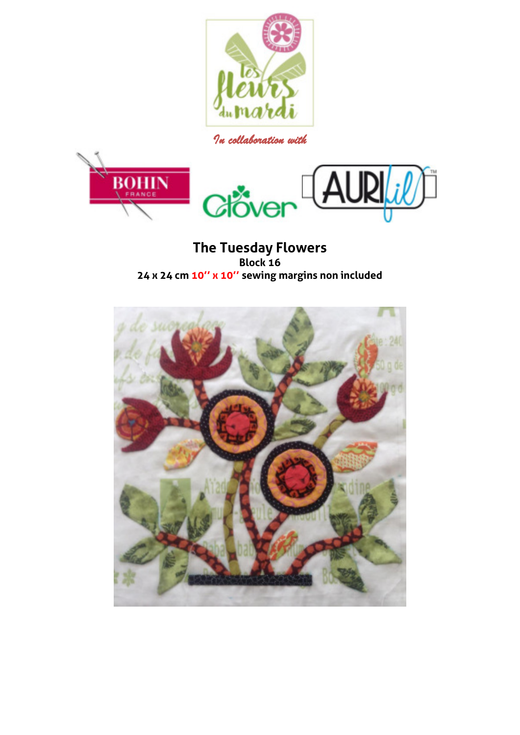*In collaboration with*

# The Tuesday Flowers

**Block 16**

**24 x 24 cm 10'' x 10'' sewing margins non included**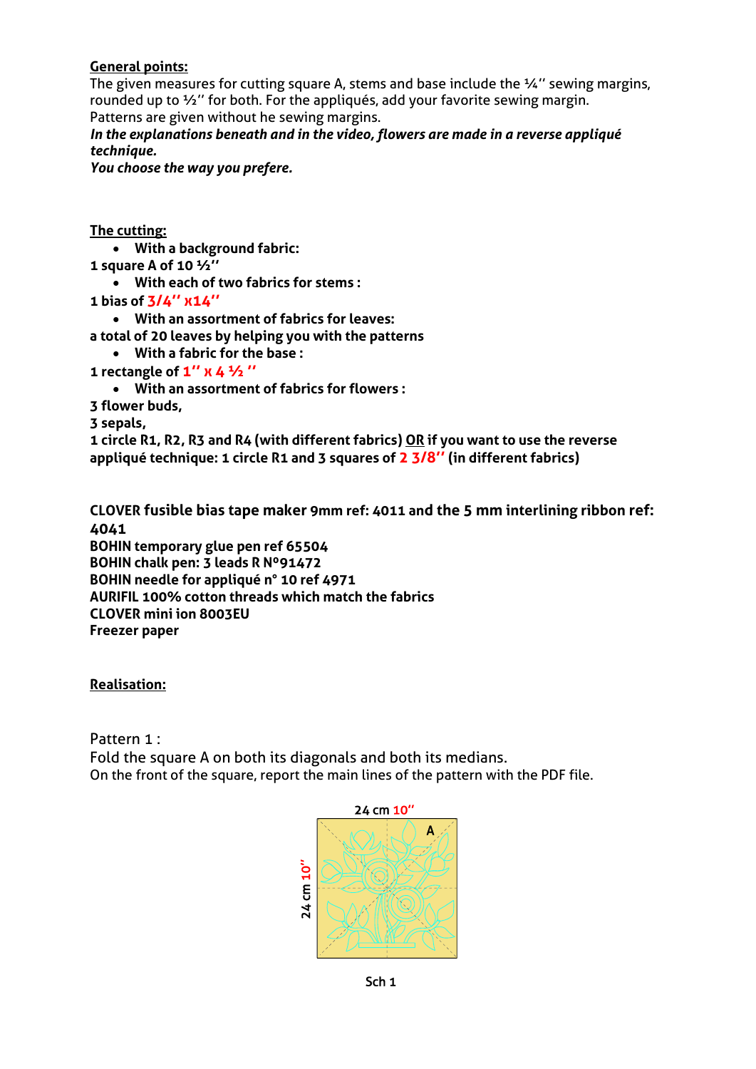**General points:**

The given measures for cutting square A, stems and base include the ¼'' sewing margins, rounded up to ½'' for both. For the appliqués, add your favorite sewing margin.
Patterns are given without he sewing margins.

***In the explanations beneath and in the video, flowers are made in a reverse appliqué technique.***

***You choose the way you prefere.***

**The cutting:**

- **With a background fabric:**

**1 square A of 10 ½''**

- **With each of two fabrics for stems :**

**1 bias of 3/4'' x14''**

- **With an assortment of fabrics for leaves:**

**a total of 20 leaves by helping you with the patterns**

- **With a fabric for the base :**

**1 rectangle of 1'' x 4 ½ ''**

- **With an assortment of fabrics for flowers :**

**3 flower buds,**
**3 sepals,**
**1 circle R1, R2, R3 and R4 (with different fabrics) OR if you want to use the reverse appliqué technique: 1 circle R1 and 3 squares of 2 3/8'' (in different fabrics)**

**CLOVER fusible bias tape maker 9mm ref: 4011 and the 5 mm interlining ribbon ref: 4041**
**BOHIN temporary glue pen ref 65504**
**BOHIN chalk pen: 3 leads R N°91472**
**BOHIN needle for appliqué n° 10 ref 4971**
**AURIFIL 100% cotton threads which match the fabrics**
**CLOVER mini ion 8003EU**
**Freezer paper**

**Realisation:**

Pattern 1 :

Fold the square A on both its diagonals and both its medians.
On the front of the square, report the main lines of the pattern with the PDF file.

24 cm 10''

24 cm 10''

A

Sch 1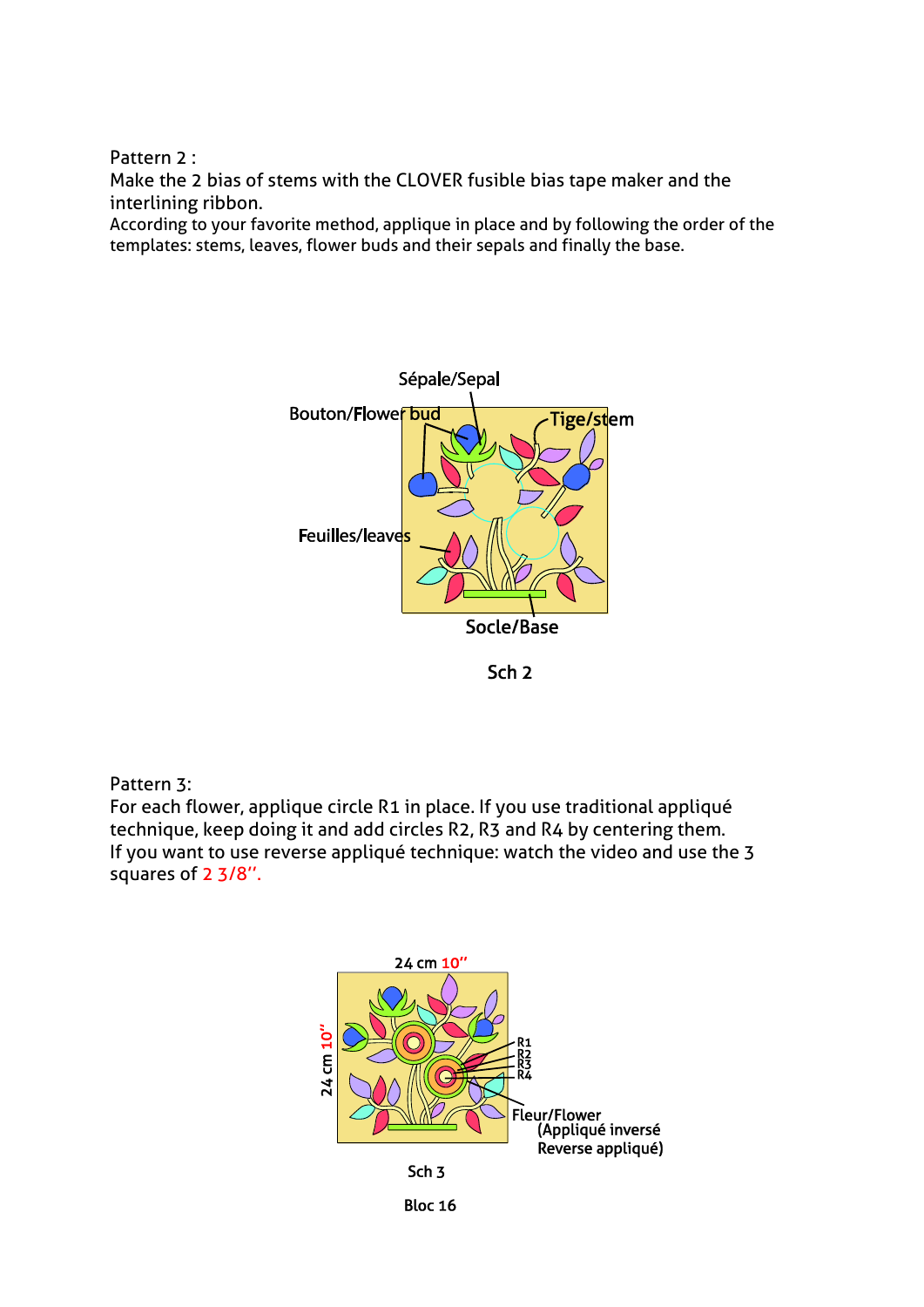Pattern 2 :

Make the 2 bias of stems with the CLOVER fusible bias tape maker and the interlining ribbon.

According to your favorite method, applique in place and by following the order of the templates: stems, leaves, flower buds and their sepals and finally the base.

Sépale/Sepal

Bouton/Flower bud

Tige/stem

Feuilles/leaves

Socle/Base

Sch 2

Pattern 3:

For each flower, applique circle R1 in place. If you use traditional appliqué technique, keep doing it and add circles R2, R3 and R4 by centering them.

If you want to use reverse appliqué technique: watch the video and use the 3 squares of 2 3/8''.

24 cm 10''

24 cm 10''

R1
R2
R3
R4

Fleur/Flower
(Appliqué inversé
Reverse appliqué)

Sch 3

Bloc 16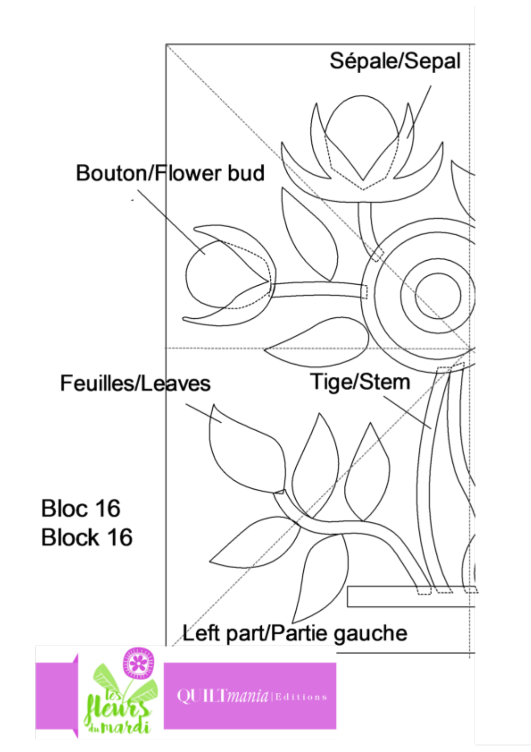Sépale/Sepal

Bouton/Flower bud

Feuilles/Leaves

Tige/Stem

Bloc 16
Block 16

Left part/Partie gauche

les fleurs du mardi

QUILTmania | Editions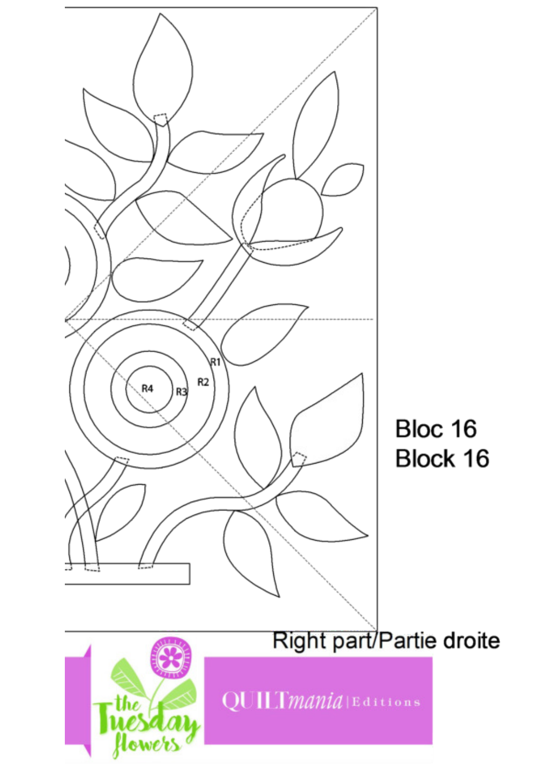R1

R2

R3

R4

Bloc 16
Block 16

Right part/Partie droite

the Tuesday flowers

QUILTmania | Editions